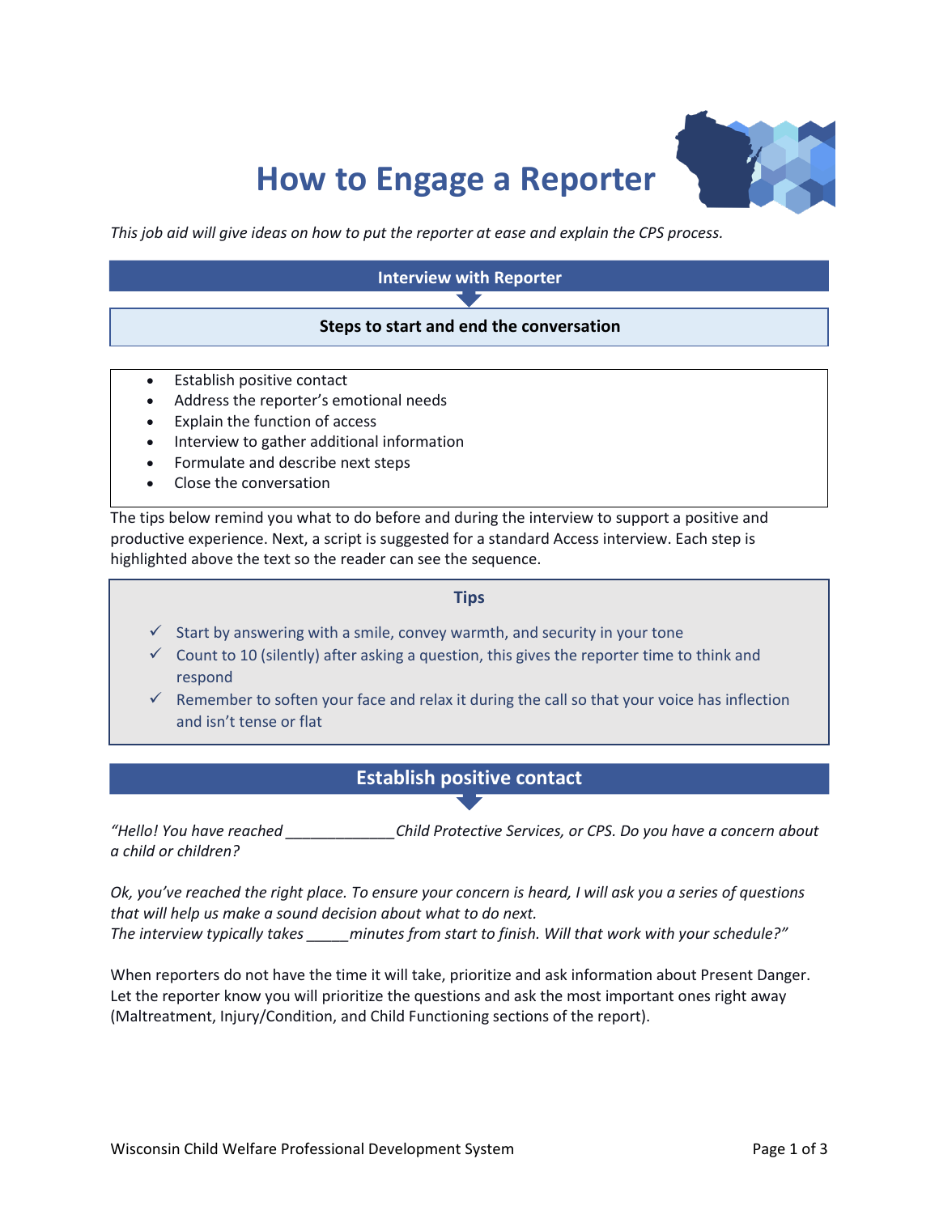# How to Engage a Reporter

*This job aid will give ideas on how to put the reporter at ease and explain the CPS process.*

## Interview with Reporter

### Steps to start and end the conversation

- Establish positive contact
- Address the reporter's emotional needs
- Explain the function of access
- Interview to gather additional information
- Formulate and describe next steps
- Close the conversation

The tips below remind you what to do before and during the interview to support a positive and productive experience. Next, a script is suggested for a standard Access interview. Each step is highlighted above the text so the reader can see the sequence.

### Tips

- ✓ Start by answering with a smile, convey warmth, and security in your tone
- ✓ Count to 10 (silently) after asking a question, this gives the reporter time to think and respond
- ✓ Remember to soften your face and relax it during the call so that your voice has inflection and isn't tense or flat

## Establish positive contact

*"Hello! You have reached \_\_\_\_\_\_\_\_\_\_\_\_\_ Child Protective Services, or CPS. Do you have a concern about a child or children?*

*Ok, you've reached the right place. To ensure your concern is heard, I will ask you a series of questions that will help us make a sound decision about what to do next.*
*The interview typically takes \_\_\_\_\_ minutes from start to finish. Will that work with your schedule?"*

When reporters do not have the time it will take, prioritize and ask information about Present Danger. Let the reporter know you will prioritize the questions and ask the most important ones right away (Maltreatment, Injury/Condition, and Child Functioning sections of the report).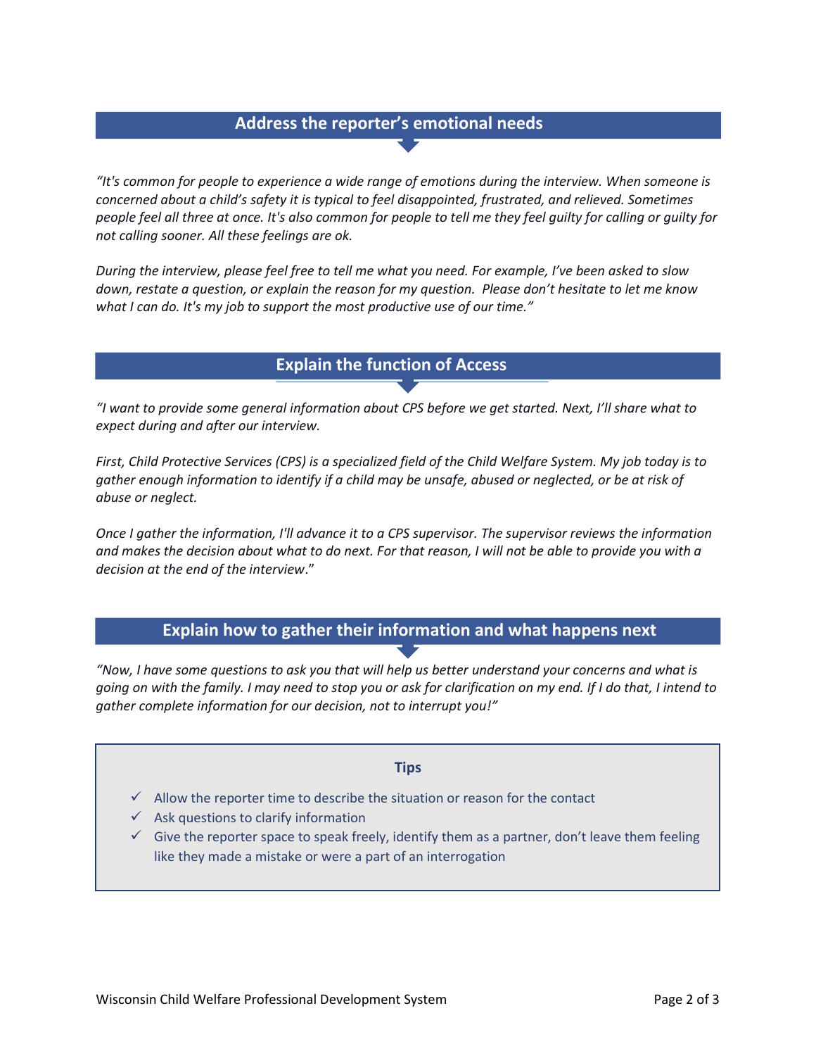## Address the reporter’s emotional needs

*“It's common for people to experience a wide range of emotions during the interview. When someone is concerned about a child’s safety it is typical to feel disappointed, frustrated, and relieved. Sometimes people feel all three at once. It's also common for people to tell me they feel guilty for calling or guilty for not calling sooner. All these feelings are ok.*

*During the interview, please feel free to tell me what you need. For example, I’ve been asked to slow down, restate a question, or explain the reason for my question. Please don’t hesitate to let me know what I can do. It's my job to support the most productive use of our time.”*

## Explain the function of Access

*“I want to provide some general information about CPS before we get started. Next, I’ll share what to expect during and after our interview.*

*First, Child Protective Services (CPS) is a specialized field of the Child Welfare System. My job today is to gather enough information to identify if a child may be unsafe, abused or neglected, or be at risk of abuse or neglect.*

*Once I gather the information, I'll advance it to a CPS supervisor. The supervisor reviews the information and makes the decision about what to do next. For that reason, I will not be able to provide you with a decision at the end of the interview.”*

## Explain how to gather their information and what happens next

*“Now, I have some questions to ask you that will help us better understand your concerns and what is going on with the family. I may need to stop you or ask for clarification on my end. If I do that, I intend to gather complete information for our decision, not to interrupt you!”*

**Tips**

- ✓ Allow the reporter time to describe the situation or reason for the contact
- ✓ Ask questions to clarify information
- ✓ Give the reporter space to speak freely, identify them as a partner, don’t leave them feeling like they made a mistake or were a part of an interrogation

Wisconsin Child Welfare Professional Development System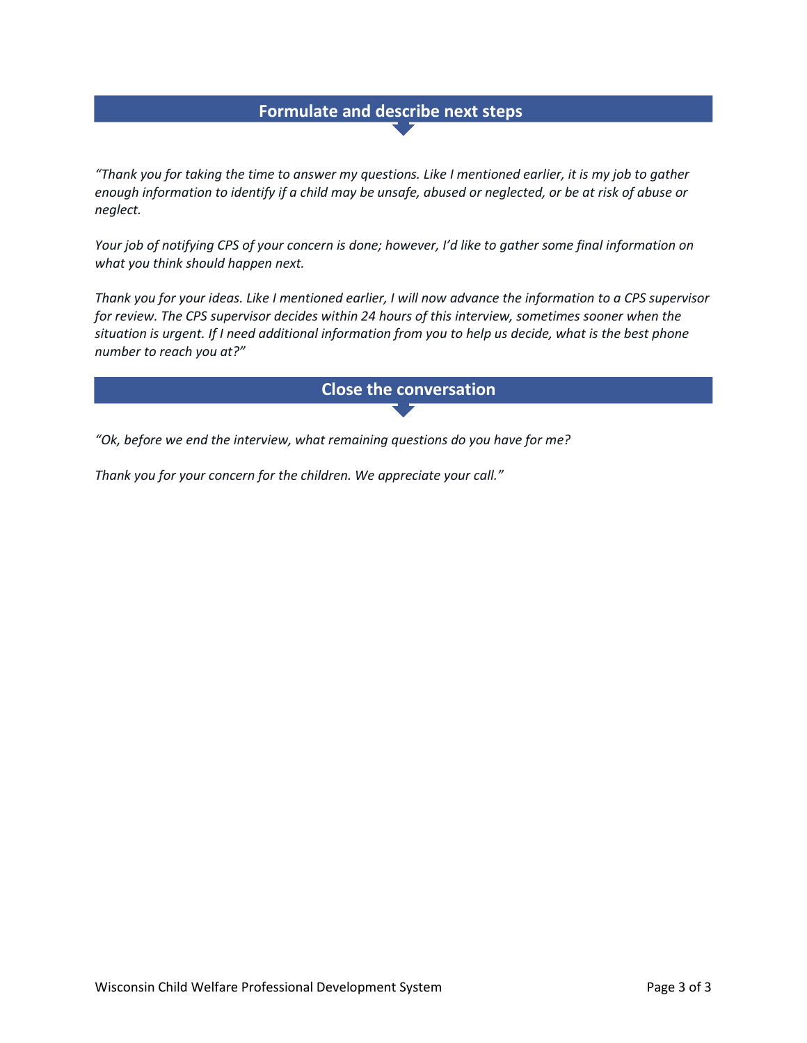## Formulate and describe next steps

*"Thank you for taking the time to answer my questions. Like I mentioned earlier, it is my job to gather enough information to identify if a child may be unsafe, abused or neglected, or be at risk of abuse or neglect.*

*Your job of notifying CPS of your concern is done; however, I'd like to gather some final information on what you think should happen next.*

*Thank you for your ideas. Like I mentioned earlier, I will now advance the information to a CPS supervisor for review. The CPS supervisor decides within 24 hours of this interview, sometimes sooner when the situation is urgent. If I need additional information from you to help us decide, what is the best phone number to reach you at?"*

## Close the conversation

*"Ok, before we end the interview, what remaining questions do you have for me?*

*Thank you for your concern for the children. We appreciate your call."*